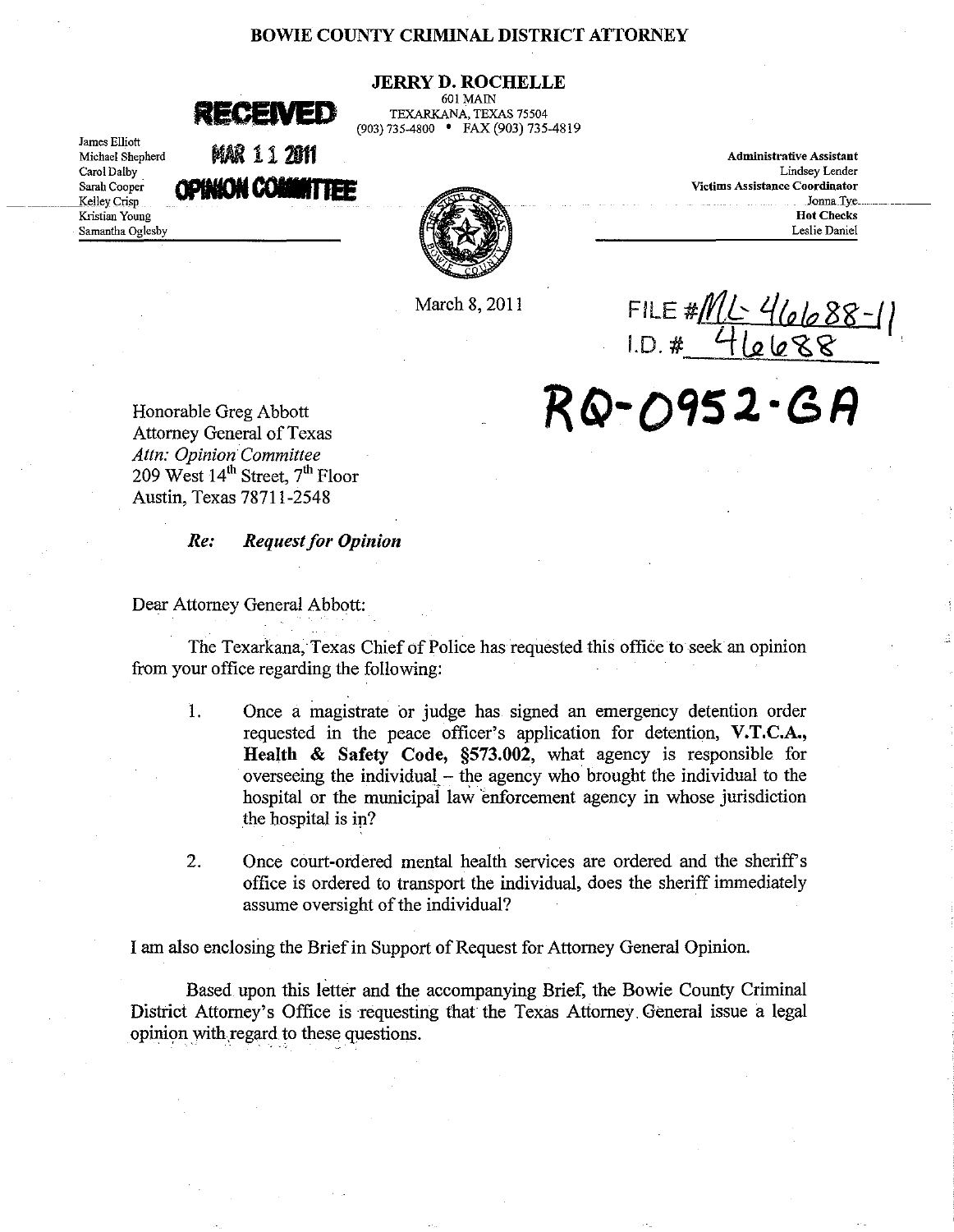# BOWIE COUNTY CRIMINAL DISTRICT ATTORNEY

**JERRY D. ROCHELLE**
601 MAIN
TEXARKANA, TEXAS 75504
(903) 735-4800 • FAX (903) 735-4819

**RECEIVED**
**MAR 11 2011**
**OPINION COMMITTEE**

James Elliott
Michael Shepherd
Carol Dalby
Sarah Cooper
Kelley Crisp
Kristian Young
Samantha Oglesby

**Administrative Assistant**
Lindsey Lender
**Victims Assistance Coordinator**
Jonna Tye
**Hot Checks**
Leslie Daniel

March 8, 2011

FILE # ML-46688-11
I.D. # 46688

**RQ-0952-GA**

Honorable Greg Abbott
Attorney General of Texas
*Attn: Opinion Committee*
209 West 14th Street, 7th Floor
Austin, Texas 78711-2548

***Re: Request for Opinion***

Dear Attorney General Abbott:

The Texarkana, Texas Chief of Police has requested this office to seek an opinion from your office regarding the following:

1. Once a magistrate or judge has signed an emergency detention order requested in the peace officer's application for detention, **V.T.C.A., Health & Safety Code, §573.002**, what agency is responsible for overseeing the individual – the agency who brought the individual to the hospital or the municipal law enforcement agency in whose jurisdiction the hospital is in?

2. Once court-ordered mental health services are ordered and the sheriff's office is ordered to transport the individual, does the sheriff immediately assume oversight of the individual?

I am also enclosing the Brief in Support of Request for Attorney General Opinion.

Based upon this letter and the accompanying Brief, the Bowie County Criminal District Attorney's Office is requesting that the Texas Attorney General issue a legal opinion with regard to these questions.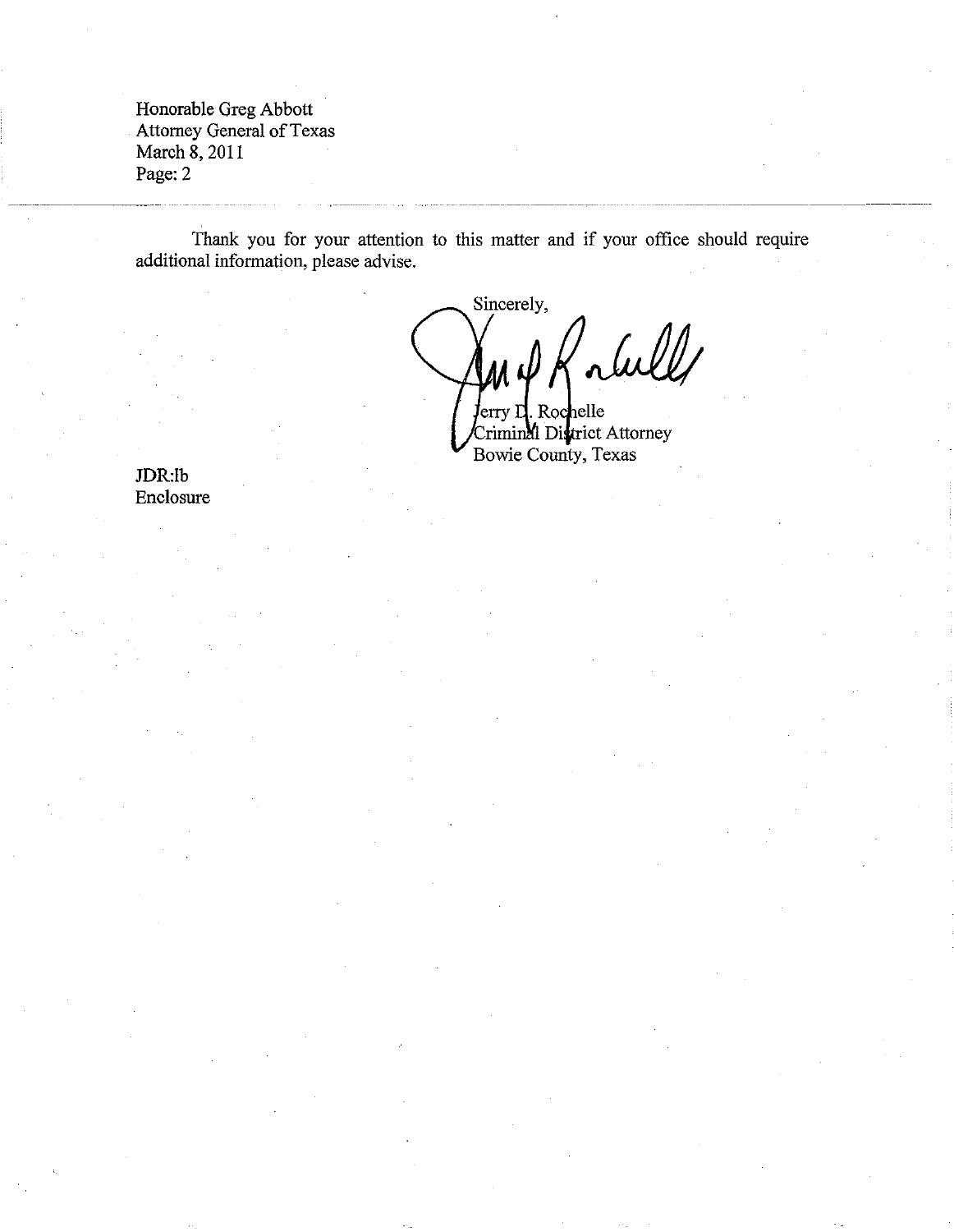Honorable Greg Abbott
Attorney General of Texas
March 8, 2011
Page: 2

---

Thank you for your attention to this matter and if your office should require additional information, please advise.

Sincerely,

Jerry D. Rochelle
Criminal District Attorney
Bowie County, Texas

JDR:lb
Enclosure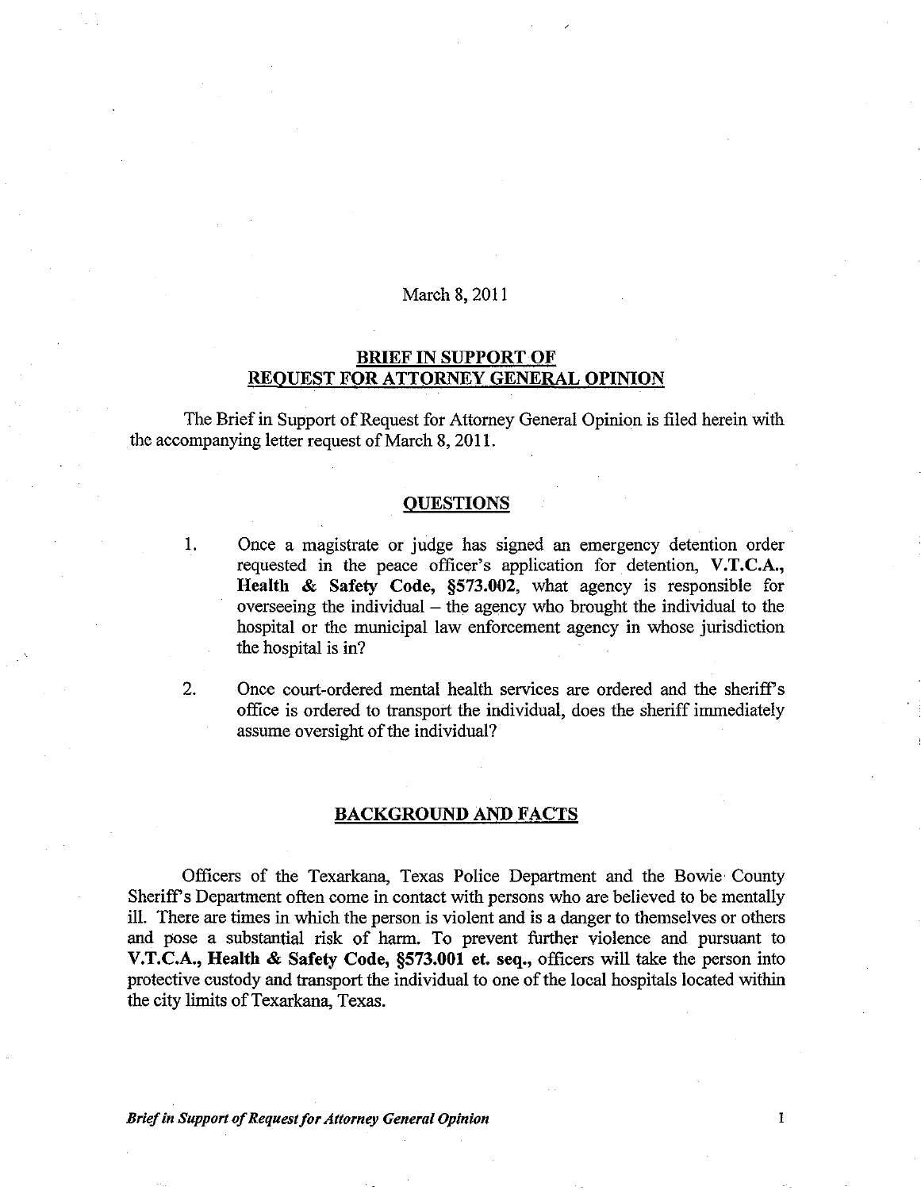March 8, 2011

## BRIEF IN SUPPORT OF REQUEST FOR ATTORNEY GENERAL OPINION

The Brief in Support of Request for Attorney General Opinion is filed herein with the accompanying letter request of March 8, 2011.

## QUESTIONS

1. Once a magistrate or judge has signed an emergency detention order requested in the peace officer's application for detention, **V.T.C.A., Health & Safety Code, §573.002**, what agency is responsible for overseeing the individual – the agency who brought the individual to the hospital or the municipal law enforcement agency in whose jurisdiction the hospital is in?

2. Once court-ordered mental health services are ordered and the sheriff's office is ordered to transport the individual, does the sheriff immediately assume oversight of the individual?

## BACKGROUND AND FACTS

Officers of the Texarkana, Texas Police Department and the Bowie County Sheriff's Department often come in contact with persons who are believed to be mentally ill. There are times in which the person is violent and is a danger to themselves or others and pose a substantial risk of harm. To prevent further violence and pursuant to **V.T.C.A., Health & Safety Code, §573.001 et. seq.,** officers will take the person into protective custody and transport the individual to one of the local hospitals located within the city limits of Texarkana, Texas.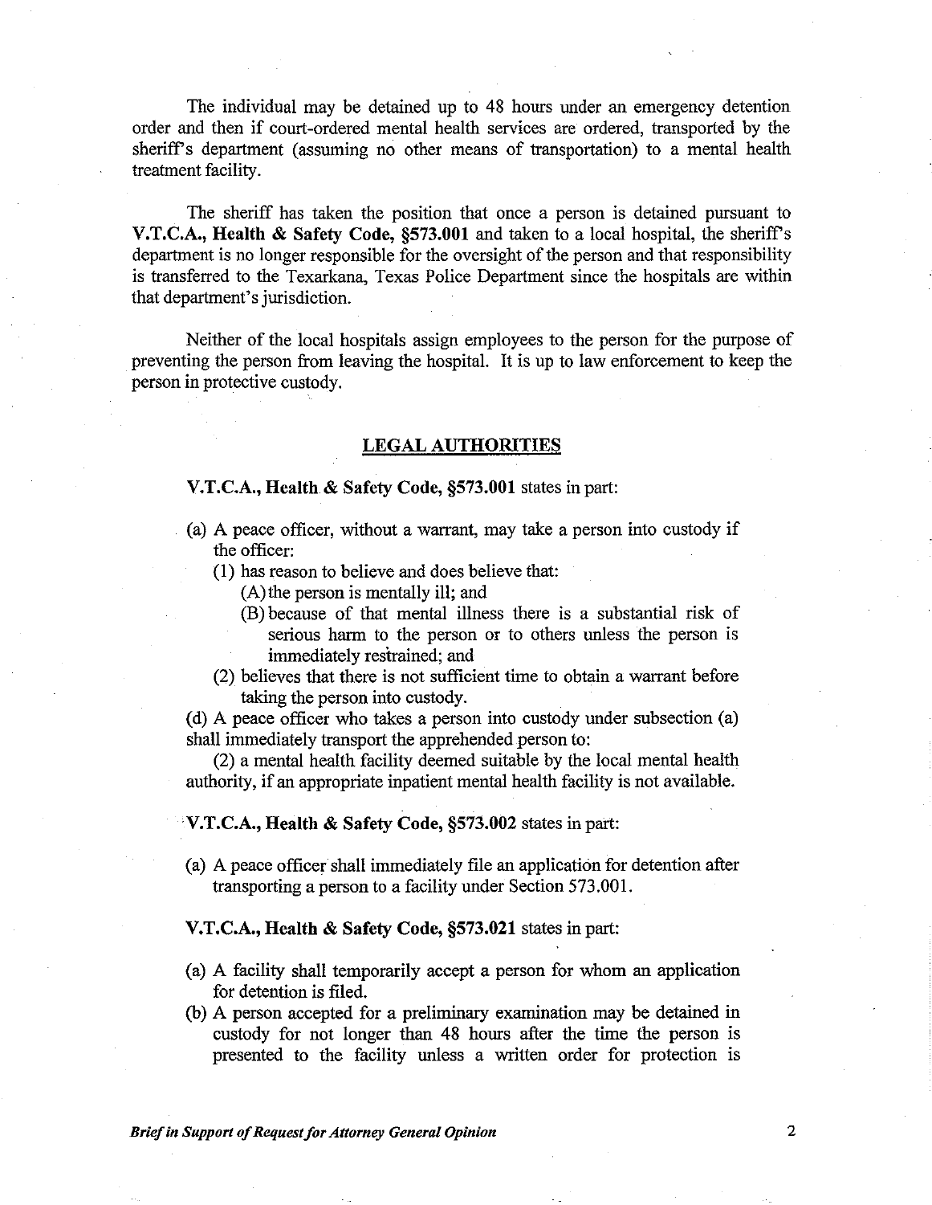The individual may be detained up to 48 hours under an emergency detention order and then if court-ordered mental health services are ordered, transported by the sheriff's department (assuming no other means of transportation) to a mental health treatment facility.

The sheriff has taken the position that once a person is detained pursuant to **V.T.C.A., Health & Safety Code, §573.001** and taken to a local hospital, the sheriff's department is no longer responsible for the oversight of the person and that responsibility is transferred to the Texarkana, Texas Police Department since the hospitals are within that department's jurisdiction.

Neither of the local hospitals assign employees to the person for the purpose of preventing the person from leaving the hospital. It is up to law enforcement to keep the person in protective custody.

## LEGAL AUTHORITIES

**V.T.C.A., Health & Safety Code, §573.001** states in part:

(a) A peace officer, without a warrant, may take a person into custody if the officer:
   (1) has reason to believe and does believe that:
      (A) the person is mentally ill; and
      (B) because of that mental illness there is a substantial risk of serious harm to the person or to others unless the person is immediately restrained; and
   (2) believes that there is not sufficient time to obtain a warrant before taking the person into custody.

(d) A peace officer who takes a person into custody under subsection (a) shall immediately transport the apprehended person to:
   (2) a mental health facility deemed suitable by the local mental health authority, if an appropriate inpatient mental health facility is not available.

**V.T.C.A., Health & Safety Code, §573.002** states in part:

(a) A peace officer shall immediately file an application for detention after transporting a person to a facility under Section 573.001.

**V.T.C.A., Health & Safety Code, §573.021** states in part:

(a) A facility shall temporarily accept a person for whom an application for detention is filed.
(b) A person accepted for a preliminary examination may be detained in custody for not longer than 48 hours after the time the person is presented to the facility unless a written order for protection is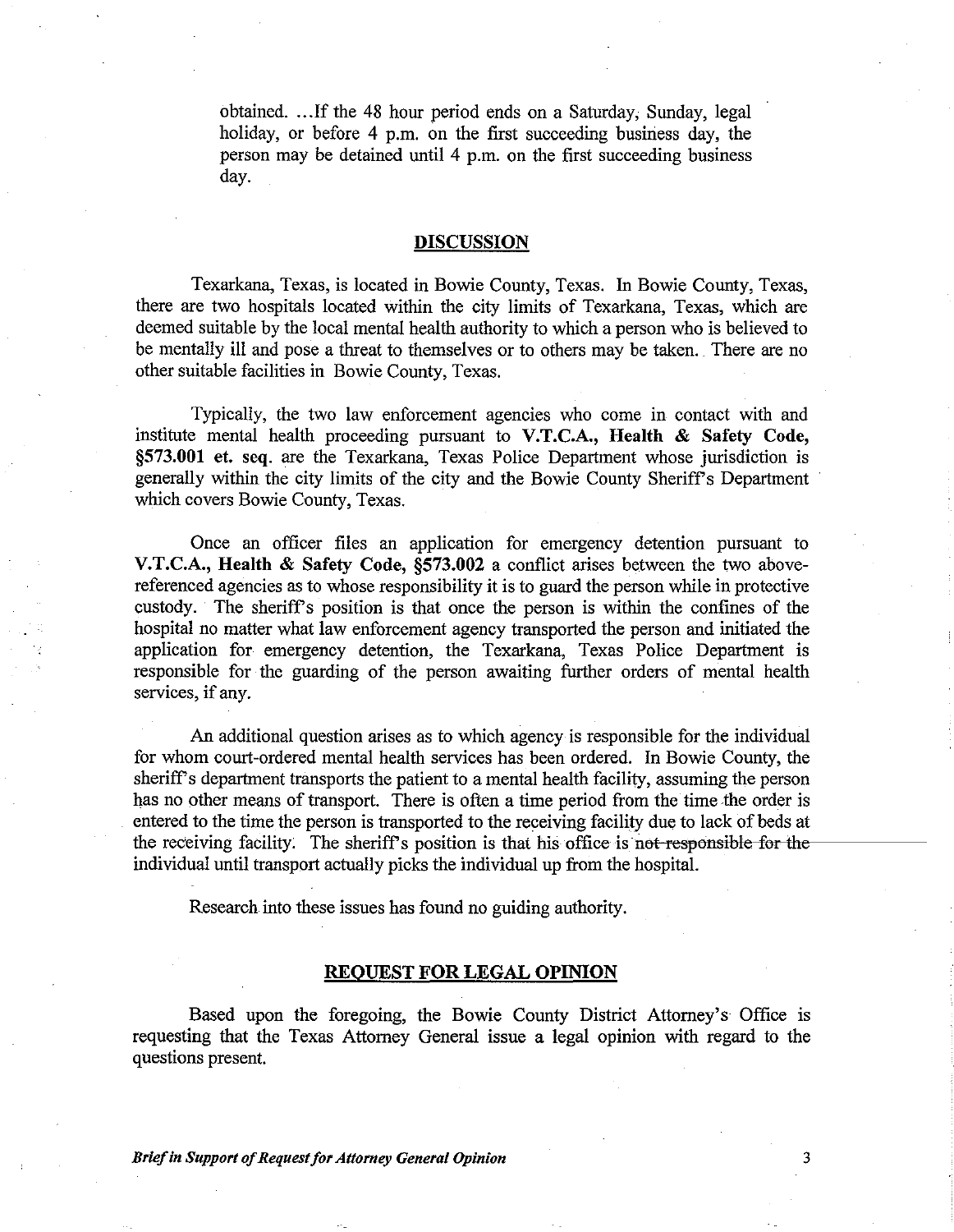obtained. ...If the 48 hour period ends on a Saturday, Sunday, legal holiday, or before 4 p.m. on the first succeeding business day, the person may be detained until 4 p.m. on the first succeeding business day.

## DISCUSSION

Texarkana, Texas, is located in Bowie County, Texas. In Bowie County, Texas, there are two hospitals located within the city limits of Texarkana, Texas, which are deemed suitable by the local mental health authority to which a person who is believed to be mentally ill and pose a threat to themselves or to others may be taken. There are no other suitable facilities in Bowie County, Texas.

Typically, the two law enforcement agencies who come in contact with and institute mental health proceeding pursuant to **V.T.C.A., Health & Safety Code, §573.001 et. seq.** are the Texarkana, Texas Police Department whose jurisdiction is generally within the city limits of the city and the Bowie County Sheriff's Department which covers Bowie County, Texas.

Once an officer files an application for emergency detention pursuant to **V.T.C.A., Health & Safety Code, §573.002** a conflict arises between the two above-referenced agencies as to whose responsibility it is to guard the person while in protective custody. The sheriff's position is that once the person is within the confines of the hospital no matter what law enforcement agency transported the person and initiated the application for emergency detention, the Texarkana, Texas Police Department is responsible for the guarding of the person awaiting further orders of mental health services, if any.

An additional question arises as to which agency is responsible for the individual for whom court-ordered mental health services has been ordered. In Bowie County, the sheriff's department transports the patient to a mental health facility, assuming the person has no other means of transport. There is often a time period from the time the order is entered to the time the person is transported to the receiving facility due to lack of beds at the receiving facility. The sheriff's position is that his office is not responsible for the individual until transport actually picks the individual up from the hospital.

Research into these issues has found no guiding authority.

## REQUEST FOR LEGAL OPINION

Based upon the foregoing, the Bowie County District Attorney's Office is requesting that the Texas Attorney General issue a legal opinion with regard to the questions present.